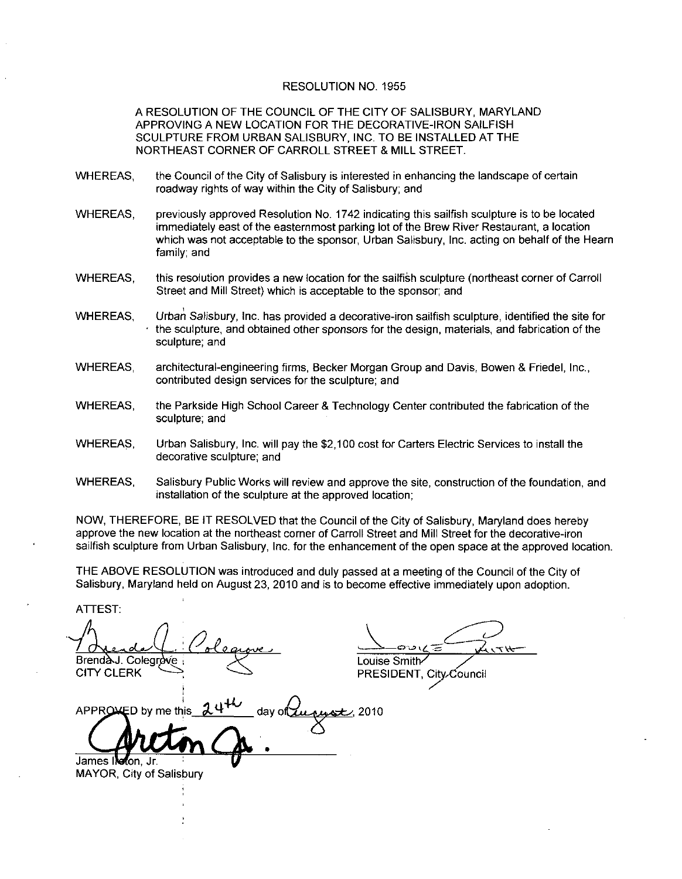# RESOLUTION NO. 1955

A RESOLUTION OF THE COUNCIL OF THE CITY OF SALISBURY, MARYLAND APPROVING A NEW LOCATION FOR THE DECORATIVE-IRON SAILFISH SCULPTURE FROM URBAN SALISBURY, INC. TO BE INSTALLED AT THE NORTHEAST CORNER OF CARROLL STREET & MILL STREET.

WHEREAS, the Council of the City of Salisbury is interested in enhancing the landscape of certain roadway rights of way within the City of Salisbury; and

WHEREAS, previously approved Resolution No. 1742 indicating this sailfish sculpture is to be located immediately east of the easternmost parking lot of the Brew River Restaurant, a location which was not acceptable to the sponsor, Urban Salisbury, Inc. acting on behalf of the Hearn family; and

WHEREAS, this resolution provides a new location for the sailfish sculpture (northeast corner of Carroll Street and Mill Street) which is acceptable to the sponsor; and

WHEREAS, Urban Salisbury, Inc. has provided a decorative-iron sailfish sculpture, identified the site for the sculpture, and obtained other sponsors for the design, materials, and fabrication of the sculpture; and

WHEREAS, architectural-engineering firms, Becker Morgan Group and Davis, Bowen & Friedel, Inc., contributed design services for the sculpture; and

WHEREAS, the Parkside High School Career & Technology Center contributed the fabrication of the sculpture; and

WHEREAS, Urban Salisbury, Inc. will pay the $2,100 cost for Carters Electric Services to install the decorative sculpture; and

WHEREAS, Salisbury Public Works will review and approve the site, construction of the foundation, and installation of the sculpture at the approved location;

NOW, THEREFORE, BE IT RESOLVED that the Council of the City of Salisbury, Maryland does hereby approve the new location at the northeast corner of Carroll Street and Mill Street for the decorative-iron sailfish sculpture from Urban Salisbury, Inc. for the enhancement of the open space at the approved location.

THE ABOVE RESOLUTION was introduced and duly passed at a meeting of the Council of the City of Salisbury, Maryland held on August 23, 2010 and is to become effective immediately upon adoption.

ATTEST:

Brenda J. Colegrove
CITY CLERK

Louise Smith
PRESIDENT, City Council

APPROVED by me this 24th day of August, 2010

James Ireton, Jr.
MAYOR, City of Salisbury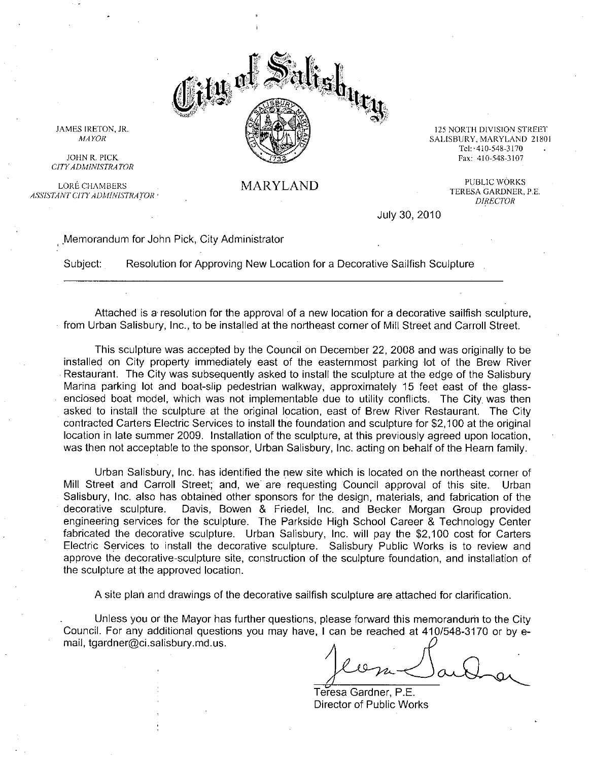# City of Salisbury

JAMES IRETON, JR.
*MAYOR*

JOHN R. PICK
*CITY ADMINISTRATOR*

LORÉ CHAMBERS
*ASSISTANT CITY ADMINISTRATOR*

MARYLAND

125 NORTH DIVISION STREET
SALISBURY, MARYLAND 21801
Tel: 410-548-3170
Fax: 410-548-3107

PUBLIC WORKS
TERESA GARDNER, P.E.
*DIRECTOR*

July 30, 2010

Memorandum for John Pick, City Administrator

Subject: Resolution for Approving New Location for a Decorative Sailfish Sculpture

---

Attached is a resolution for the approval of a new location for a decorative sailfish sculpture, from Urban Salisbury, Inc., to be installed at the northeast corner of Mill Street and Carroll Street.

This sculpture was accepted by the Council on December 22, 2008 and was originally to be installed on City property immediately east of the easternmost parking lot of the Brew River Restaurant. The City was subsequently asked to install the sculpture at the edge of the Salisbury Marina parking lot and boat-slip pedestrian walkway, approximately 15 feet east of the glass-enclosed boat model, which was not implementable due to utility conflicts. The City was then asked to install the sculpture at the original location, east of Brew River Restaurant. The City contracted Carters Electric Services to install the foundation and sculpture for $2,100 at the original location in late summer 2009. Installation of the sculpture, at this previously agreed upon location, was then not acceptable to the sponsor, Urban Salisbury, Inc. acting on behalf of the Hearn family.

Urban Salisbury, Inc. has identified the new site which is located on the northeast corner of Mill Street and Carroll Street; and, we are requesting Council approval of this site. Urban Salisbury, Inc. also has obtained other sponsors for the design, materials, and fabrication of the decorative sculpture. Davis, Bowen & Friedel, Inc. and Becker Morgan Group provided engineering services for the sculpture. The Parkside High School Career & Technology Center fabricated the decorative sculpture. Urban Salisbury, Inc. will pay the $2,100 cost for Carters Electric Services to install the decorative sculpture. Salisbury Public Works is to review and approve the decorative-sculpture site, construction of the sculpture foundation, and installation of the sculpture at the approved location.

A site plan and drawings of the decorative sailfish sculpture are attached for clarification.

Unless you or the Mayor has further questions, please forward this memorandum to the City Council. For any additional questions you may have, I can be reached at 410/548-3170 or by e-mail, tgardner@ci.salisbury.md.us.

Teresa Gardner, P.E.
Director of Public Works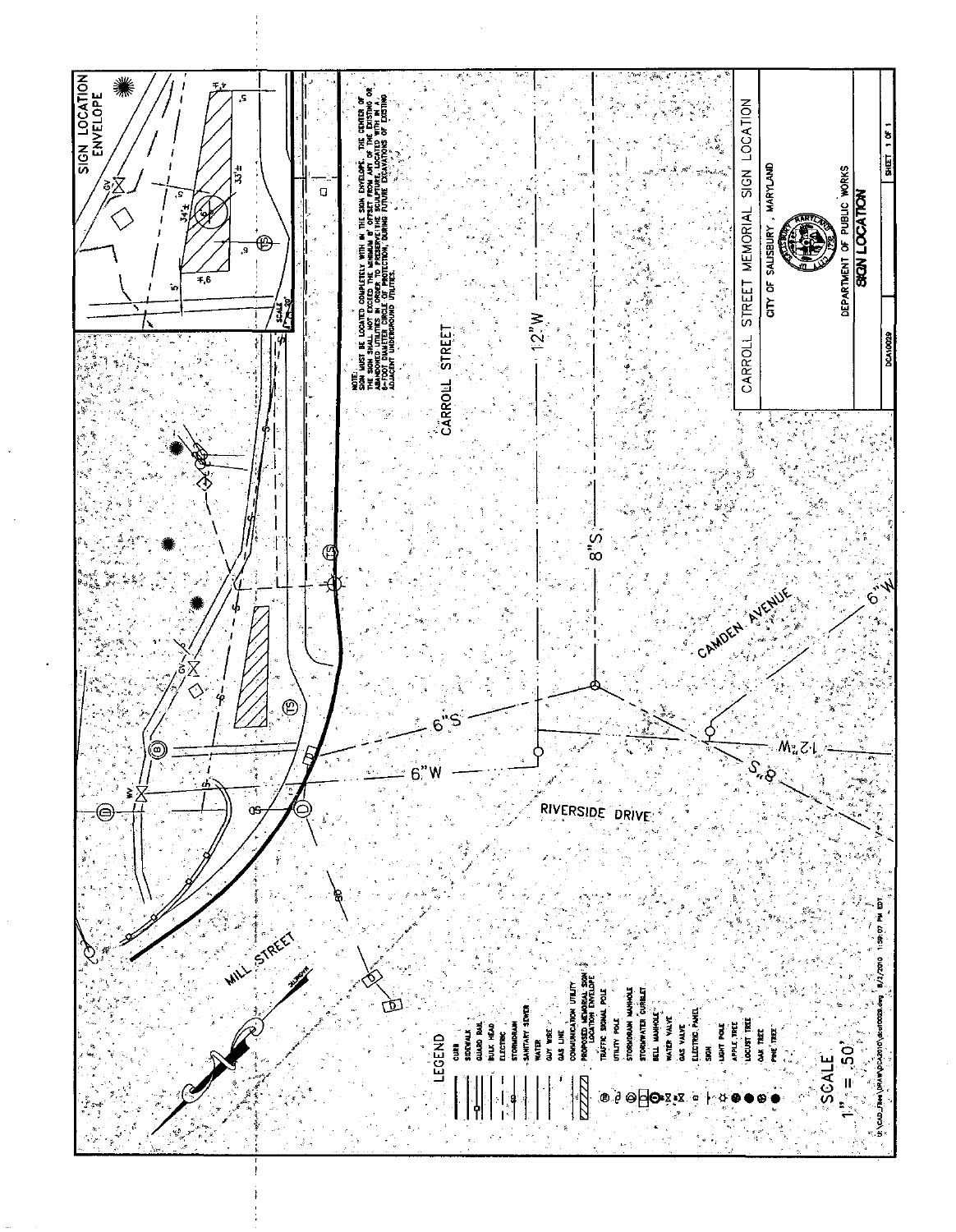# CARROLL STREET MEMORIAL SIGN LOCATION

CITY OF SALISBURY, MARYLAND

DEPARTMENT OF PUBLIC WORKS

**SIGN LOCATION**

DCA10029

SHEET 1 OF 1

## SIGN LOCATION ENVELOPE

34'±

33'±

NOTE:
SIGN MUST BE LOCATED COMPLETELY WITH IN THE SIGN ENVELOPE. THE CENTER OF THE SIGN SHALL NOT EXCEED THE MINIMUM 8' OFFSET FROM ANY OF THE EXISTING OR ABANDONED UTILITIES IN ORDER TO PRESERVE THE SCULPTURE, LOCATED WITH IN A 6-FOOT DIAMETER CIRCLE OF PROTECTION, DURING FUTURE EXCAVATIONS OF EXISTING ADJACENT UNDERGROUND UTILITIES.

CARROLL STREET

CAMDEN AVENUE

RIVERSIDE DRIVE

MILL STREET

12"W

8"S

6"S

6"W

## LEGEND

- CURB
- SIDEWALK
- GUARD RAIL
- BULK HEAD
- ELECTRIC
- STORMDRAIN
- SANITARY SEWER
- WATER
- GUY WIRE
- GAS LINE
- COMMUNICATION UTILITY
- PROPOSED MEMORIAL SIGN LOCATION ENVELOPE
- TRAFFIC SIGNAL POLE
- UTILITY POLE
- STORMDRAIN MANHOLE
- STORMWATER CURBLET
- BELL MANHOLE
- WATER VALVE
- GAS VALVE
- ELECTRIC PANEL
- SIGN
- LIGHT POLE
- APPLE TREE
- LOCUST TREE
- OAK TREE
- PINE TREE

SCALE
1" = 50'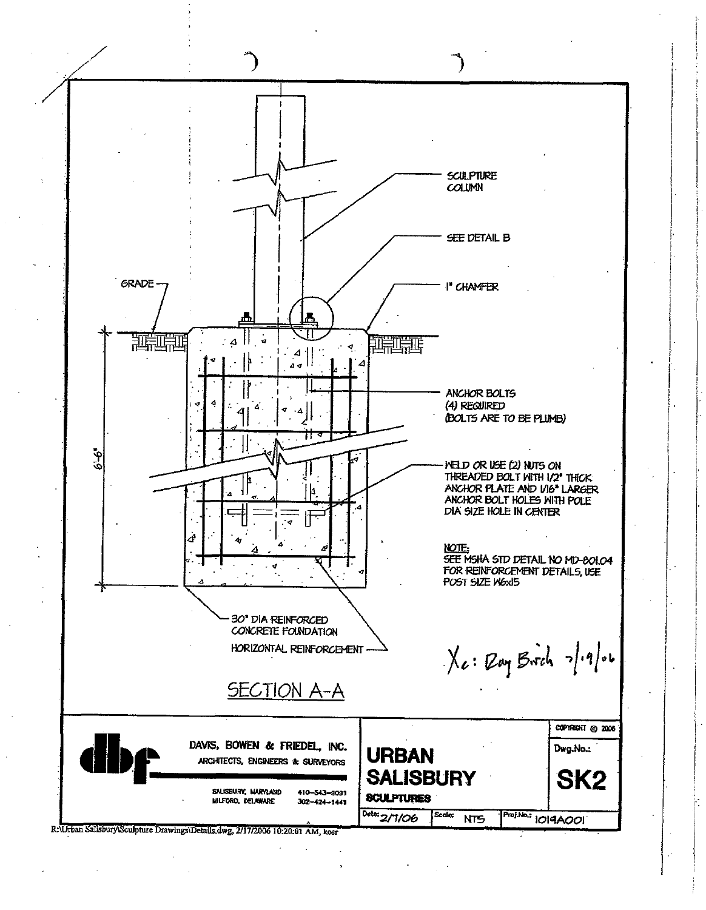SCULPTURE COLUMN

SEE DETAIL B

GRADE

1" CHAMFER

6'-6"

ANCHOR BOLTS
(4) REQUIRED
(BOLTS ARE TO BE PLUMB)

WELD OR USE (2) NUTS ON THREADED BOLT WITH 1/2" THICK ANCHOR PLATE AND 1/16" LARGER ANCHOR BOLT HOLES WITH POLE DIA SIZE HOLE IN CENTER

NOTE:
SEE MSHA STD DETAIL NO MD-801.04 FOR REINFORCEMENT DETAILS, USE POST SIZE W6x15

30" DIA REINFORCED CONCRETE FOUNDATION

HORIZONTAL REINFORCEMENT

Xc: Ray Birch 2/19/06

## SECTION A-A

**DAVIS, BOWEN & FRIEDEL, INC.**
ARCHITECTS, ENGINEERS & SURVEYORS

SALISBURY, MARYLAND 410-543-9091
MILFORD, DELAWARE 302-424-1441

**URBAN SALISBURY**
**SCULPTURES**

COPYRIGHT © 2006

Dwg.No.: **SK2**

Date: 2/1/06 | Scale: NTS | Proj.No.: 1019A001

R:\Urban Salisbury\Sculpture Drawings\Details.dwg, 2/17/2006 10:20:01 AM, kosr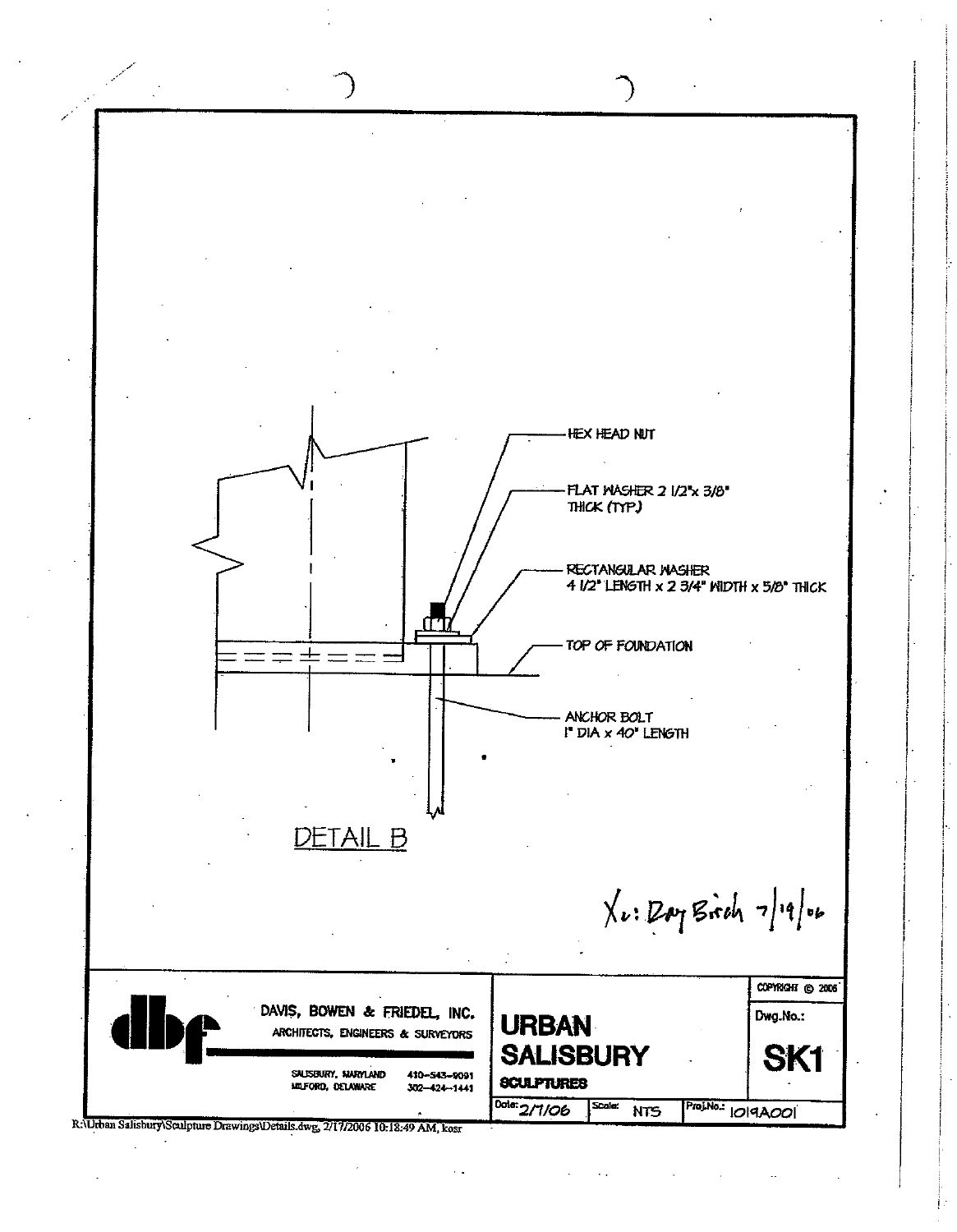HEX HEAD NUT

FLAT WASHER 2 1/2" x 3/8" THICK (TYP.)

RECTANGULAR WASHER
4 1/2" LENGTH x 2 3/4" WIDTH x 5/8" THICK

TOP OF FOUNDATION

ANCHOR BOLT
1" DIA x 40" LENGTH

DETAIL B

Xc: Ray Birch 7/19/06

DAVIS, BOWEN & FRIEDEL, INC.
ARCHITECTS, ENGINEERS & SURVEYORS

SALISBURY, MARYLAND 410-543-9091
MILFORD, DELAWARE 302-424-1441

**URBAN SALISBURY**
**SCULPTURES**

COPYRIGHT © 2006

Dwg.No.: **SK1**

| Date: 2/7/06 | Scale: NTS | Proj.No.: 1019A001 |
| --- | --- | --- |

R:\Urban Salisbury\Sculpture Drawings\Details.dwg, 2/17/2006 10:18:49 AM, kosr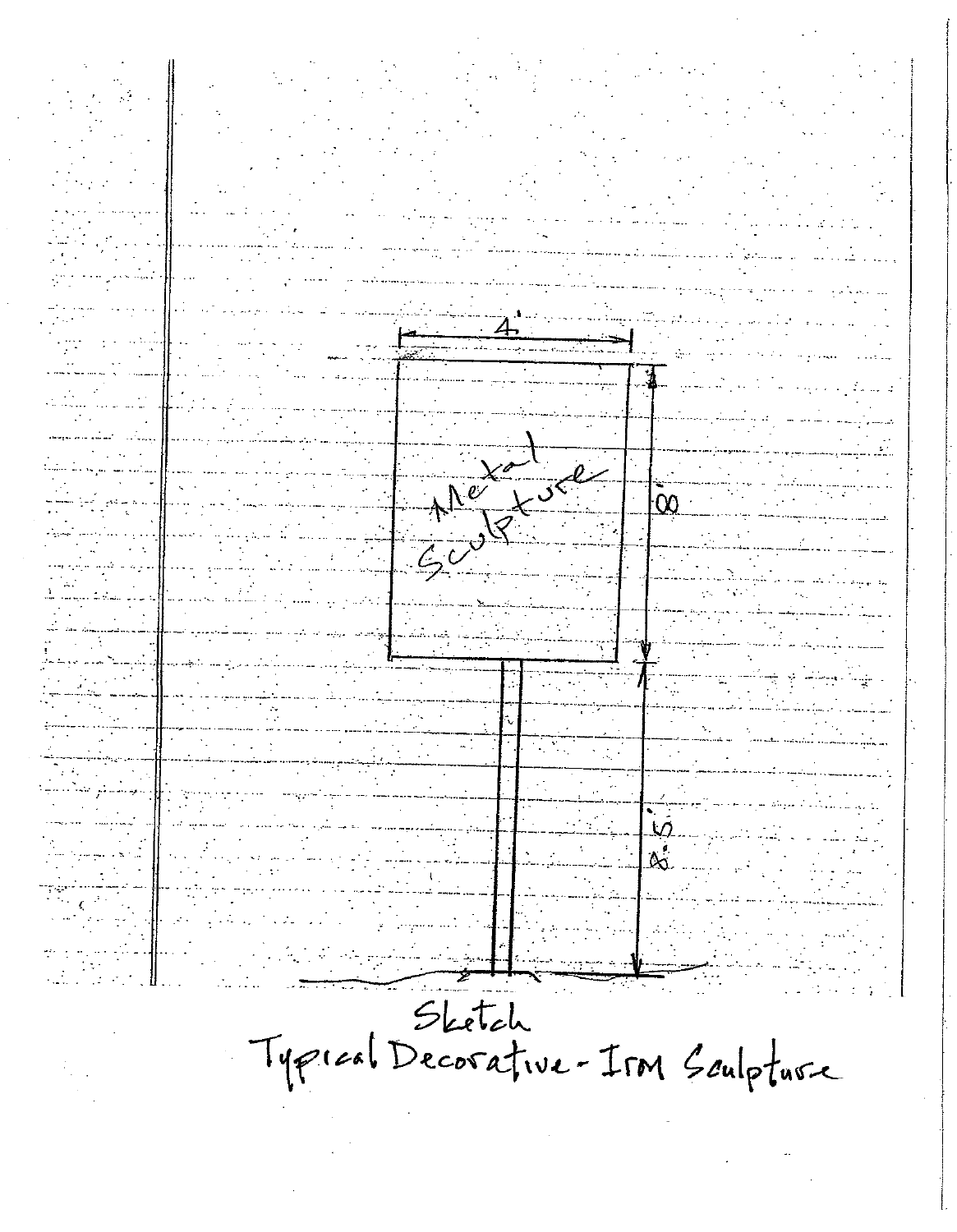4'

Metal Sculpture

8'

8.5'

Sketch
Typical Decorative - Iron Sculpture